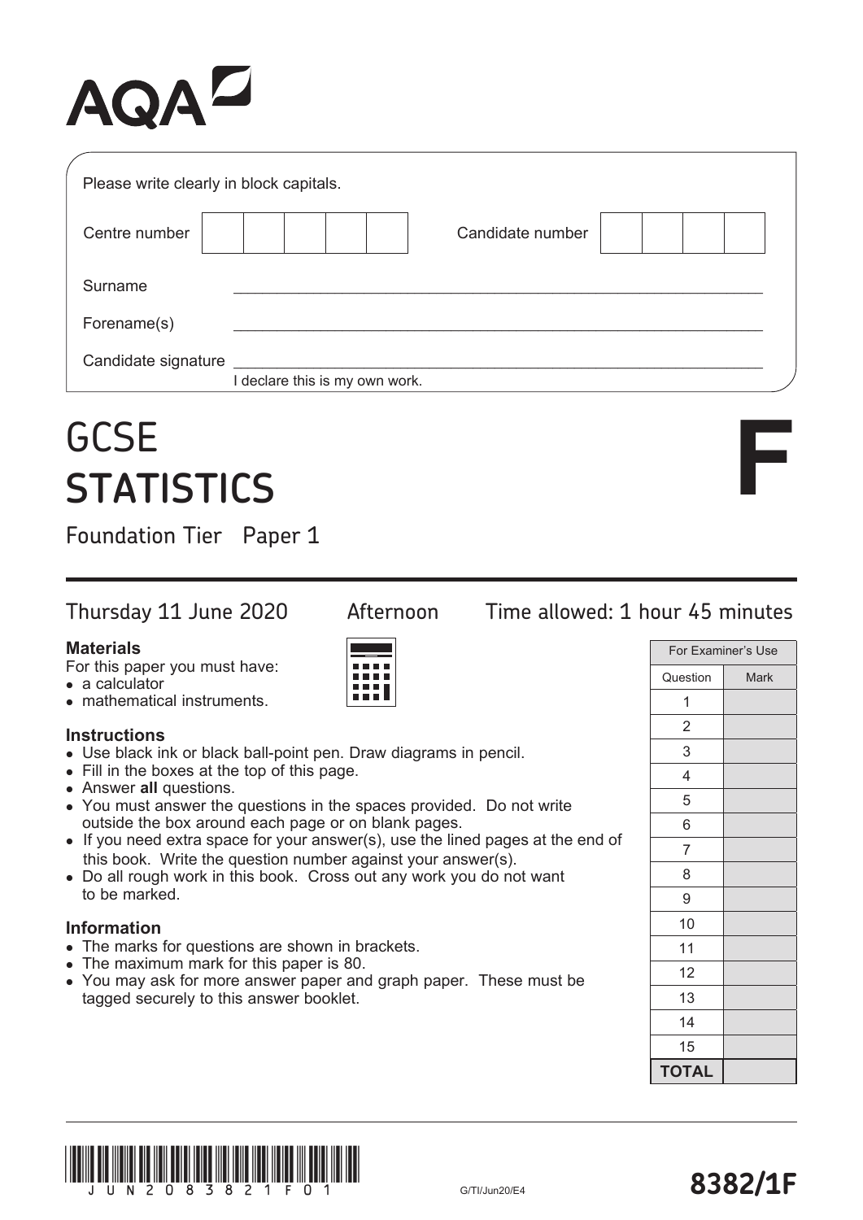AQA

Please write clearly in block capitals.

Centre number | | | | | | Candidate number | | | | |

Surname ______________________________

Forename(s) ______________________________

Candidate signature ______________________________
I declare this is my own work.

# GCSE STATISTICS

# F

## Foundation Tier Paper 1

Thursday 11 June 2020 Afternoon Time allowed: 1 hour 45 minutes

**Materials**

For this paper you must have:

- a calculator
- mathematical instruments.

**Instructions**

- Use black ink or black ball-point pen. Draw diagrams in pencil.
- Fill in the boxes at the top of this page.
- Answer **all** questions.
- You must answer the questions in the spaces provided. Do not write outside the box around each page or on blank pages.
- If you need extra space for your answer(s), use the lined pages at the end of this book. Write the question number against your answer(s).
- Do all rough work in this book. Cross out any work you do not want to be marked.

**Information**

- The marks for questions are shown in brackets.
- The maximum mark for this paper is 80.
- You may ask for more answer paper and graph paper. These must be tagged securely to this answer booklet.

| For Examiner's Use | |
|---|---|
| Question | Mark |
| 1 | |
| 2 | |
| 3 | |
| 4 | |
| 5 | |
| 6 | |
| 7 | |
| 8 | |
| 9 | |
| 10 | |
| 11 | |
| 12 | |
| 13 | |
| 14 | |
| 15 | |
| **TOTAL** | |

JUN2083821F01

G/TI/Jun20/E4

**8382/1F**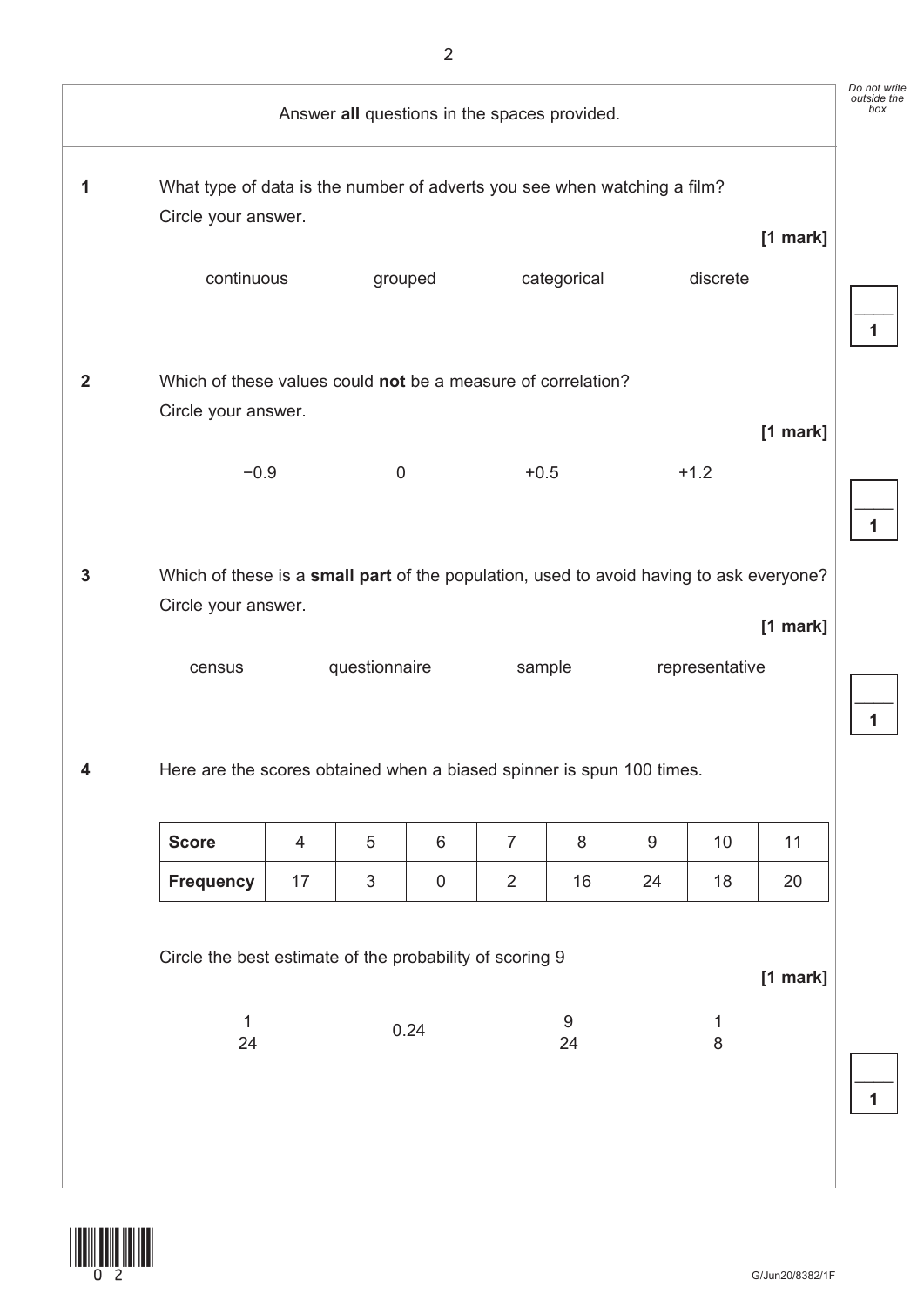Answer **all** questions in the spaces provided.

**1** What type of data is the number of adverts you see when watching a film?
Circle your answer.

**[1 mark]**

continuous    grouped    categorical    discrete

**2** Which of these values could **not** be a measure of correlation?
Circle your answer.

**[1 mark]**

$-0.9$    $0$    $+0.5$    $+1.2$

**3** Which of these is a **small part** of the population, used to avoid having to ask everyone?
Circle your answer.

**[1 mark]**

census    questionnaire    sample    representative

**4** Here are the scores obtained when a biased spinner is spun 100 times.

| **Score** | 4 | 5 | 6 | 7 | 8 | 9 | 10 | 11 |
|---|---|---|---|---|---|---|---|---|
| **Frequency** | 17 | 3 | 0 | 2 | 16 | 24 | 18 | 20 |

Circle the best estimate of the probability of scoring 9

**[1 mark]**

$\frac{1}{24}$    $0.24$    $\frac{9}{24}$    $\frac{1}{8}$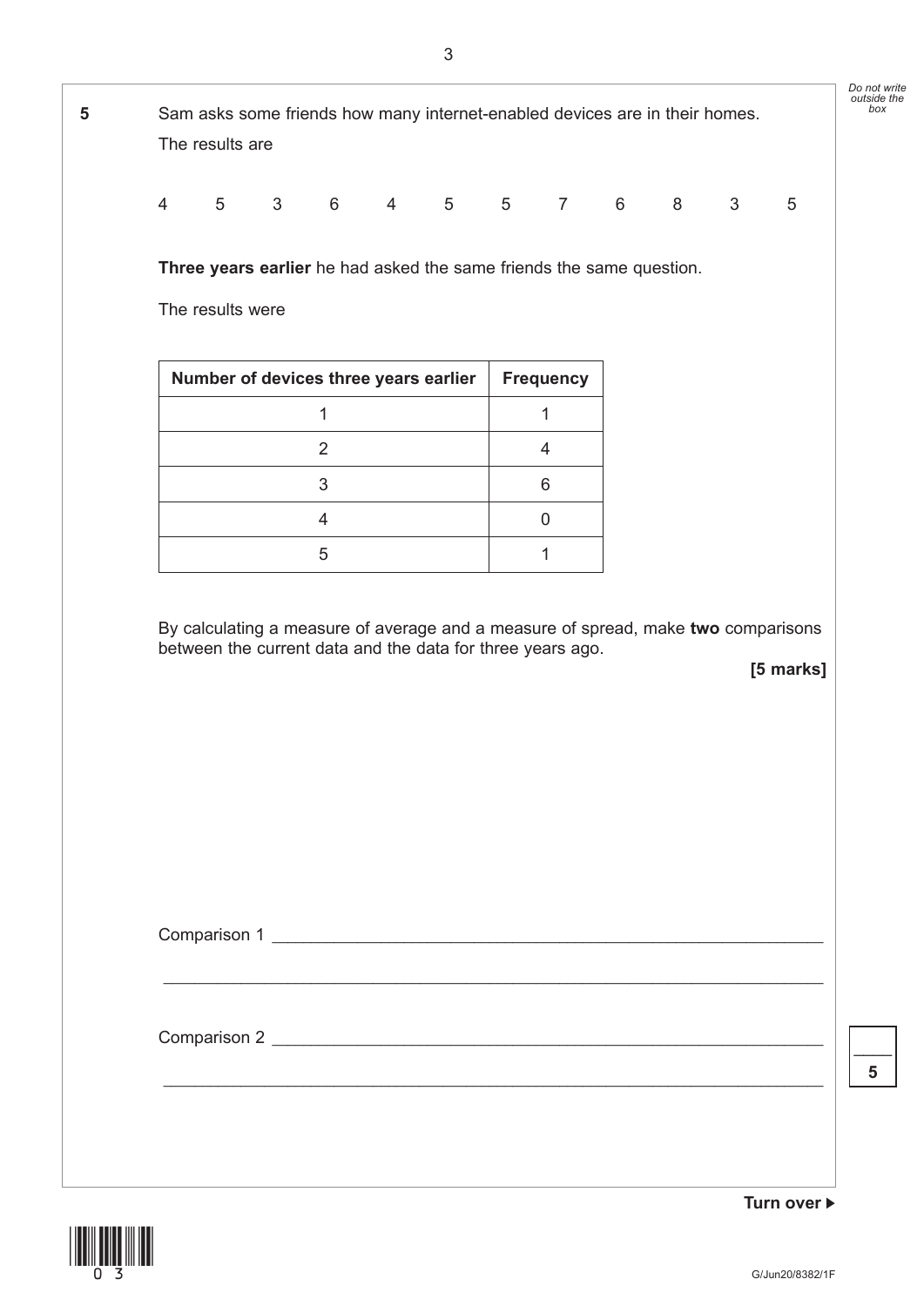**5** Sam asks some friends how many internet-enabled devices are in their homes.

The results are

4 5 3 6 4 5 5 7 6 8 3 5

**Three years earlier** he had asked the same friends the same question.

The results were

| Number of devices three years earlier | Frequency |
|---|---|
| 1 | 1 |
| 2 | 4 |
| 3 | 6 |
| 4 | 0 |
| 5 | 1 |

By calculating a measure of average and a measure of spread, make **two** comparisons between the current data and the data for three years ago.

**[5 marks]**

Comparison 1 ____________________________________________________________

________________________________________________________________________

Comparison 2 ____________________________________________________________

________________________________________________________________________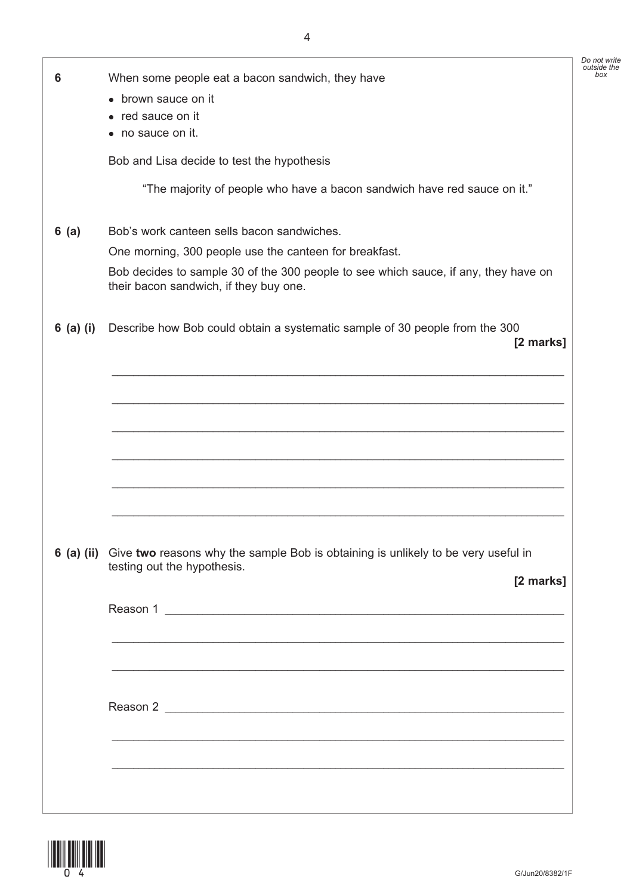**6** When some people eat a bacon sandwich, they have

- brown sauce on it
- red sauce on it
- no sauce on it.

Bob and Lisa decide to test the hypothesis

"The majority of people who have a bacon sandwich have red sauce on it."

**6 (a)** Bob's work canteen sells bacon sandwiches.

One morning, 300 people use the canteen for breakfast.

Bob decides to sample 30 of the 300 people to see which sauce, if any, they have on their bacon sandwich, if they buy one.

**6 (a) (i)** Describe how Bob could obtain a systematic sample of 30 people from the 300

**[2 marks]**

______________________________________________________________________

______________________________________________________________________

______________________________________________________________________

______________________________________________________________________

______________________________________________________________________

______________________________________________________________________

**6 (a) (ii)** Give **two** reasons why the sample Bob is obtaining is unlikely to be very useful in testing out the hypothesis.

**[2 marks]**

Reason 1 ______________________________________________________________

______________________________________________________________________

______________________________________________________________________

Reason 2 ______________________________________________________________

______________________________________________________________________

______________________________________________________________________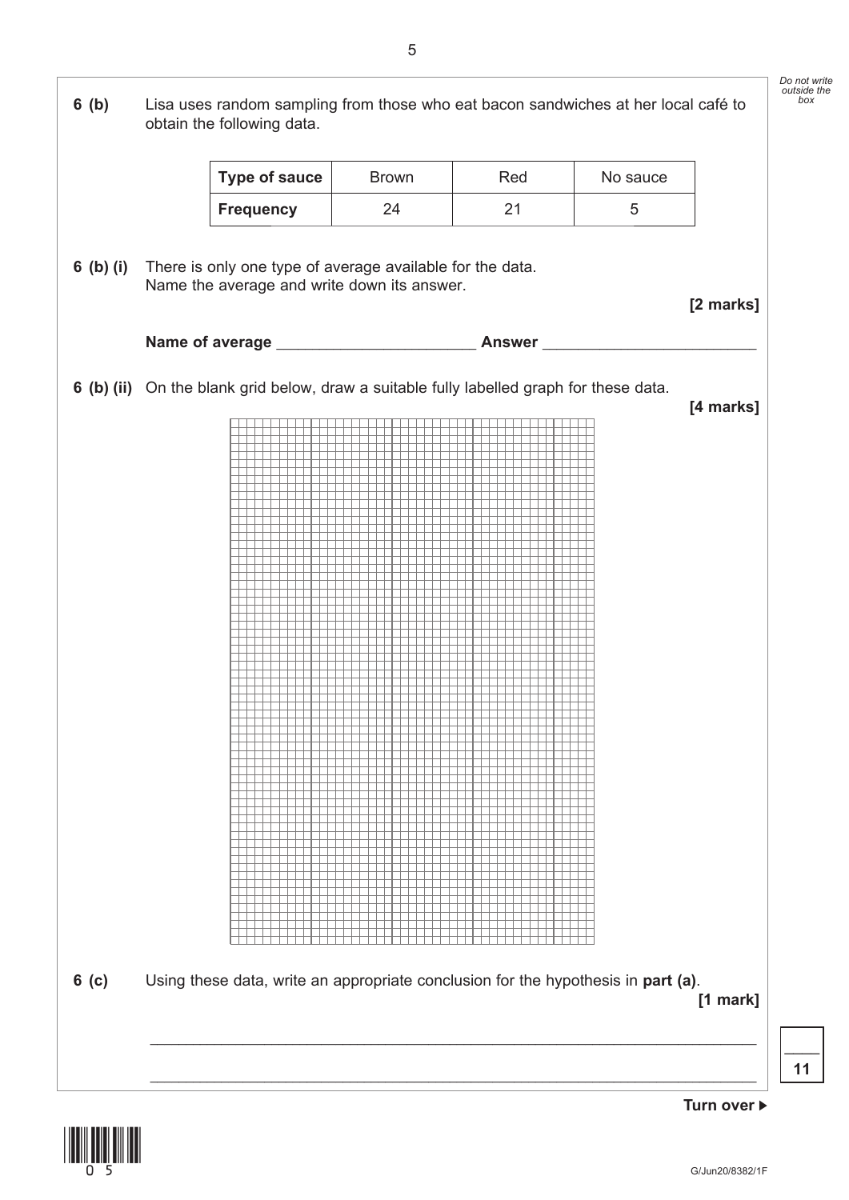**6 (b)** Lisa uses random sampling from those who eat bacon sandwiches at her local café to obtain the following data.

| Type of sauce | Brown | Red | No sauce |
|---|---|---|---|
| Frequency | 24 | 21 | 5 |

**6 (b) (i)** There is only one type of average available for the data.
Name the average and write down its answer.

**[2 marks]**

**Name of average** ______________________ **Answer** ________________________

**6 (b) (ii)** On the blank grid below, draw a suitable fully labelled graph for these data.

**[4 marks]**

**6 (c)** Using these data, write an appropriate conclusion for the hypothesis in **part (a)**.

**[1 mark]**

___________________________________________________________________________

___________________________________________________________________________

11

**Turn over ▶**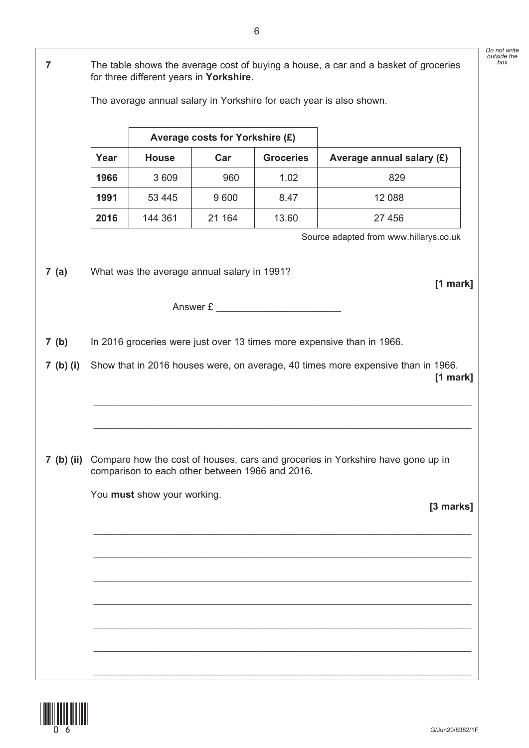**7** The table shows the average cost of buying a house, a car and a basket of groceries for three different years in **Yorkshire**.

The average annual salary in Yorkshire for each year is also shown.

| | Average costs for Yorkshire (£) | | | |
|---|---|---|---|---|
| **Year** | **House** | **Car** | **Groceries** | **Average annual salary (£)** |
| **1966** | 3 609 | 960 | 1.02 | 829 |
| **1991** | 53 445 | 9 600 | 8.47 | 12 088 |
| **2016** | 144 361 | 21 164 | 13.60 | 27 456 |

Source adapted from www.hillarys.co.uk

**7 (a)** What was the average annual salary in 1991?

**[1 mark]**

Answer £ _______________________

**7 (b)** In 2016 groceries were just over 13 times more expensive than in 1966.

**7 (b) (i)** Show that in 2016 houses were, on average, 40 times more expensive than in 1966.

**[1 mark]**

_______________________________________________________________________

_______________________________________________________________________

**7 (b) (ii)** Compare how the cost of houses, cars and groceries in Yorkshire have gone up in comparison to each other between 1966 and 2016.

You **must** show your working.

**[3 marks]**

_______________________________________________________________________

_______________________________________________________________________

_______________________________________________________________________

_______________________________________________________________________

_______________________________________________________________________

_______________________________________________________________________

_______________________________________________________________________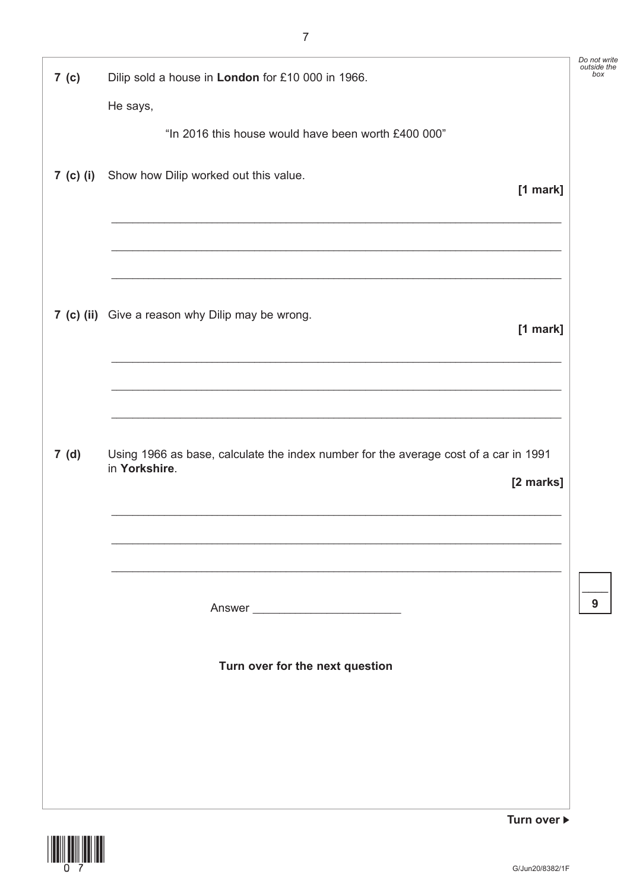**7 (c)** Dilip sold a house in **London** for £10 000 in 1966.

He says,

"In 2016 this house would have been worth £400 000"

**7 (c) (i)** Show how Dilip worked out this value.

**[1 mark]**

_______________________________________________

_______________________________________________

_______________________________________________

**7 (c) (ii)** Give a reason why Dilip may be wrong.

**[1 mark]**

_______________________________________________

_______________________________________________

_______________________________________________

**7 (d)** Using 1966 as base, calculate the index number for the average cost of a car in 1991 in **Yorkshire**.

**[2 marks]**

_______________________________________________

_______________________________________________

_______________________________________________

Answer _______________________

**Turn over for the next question**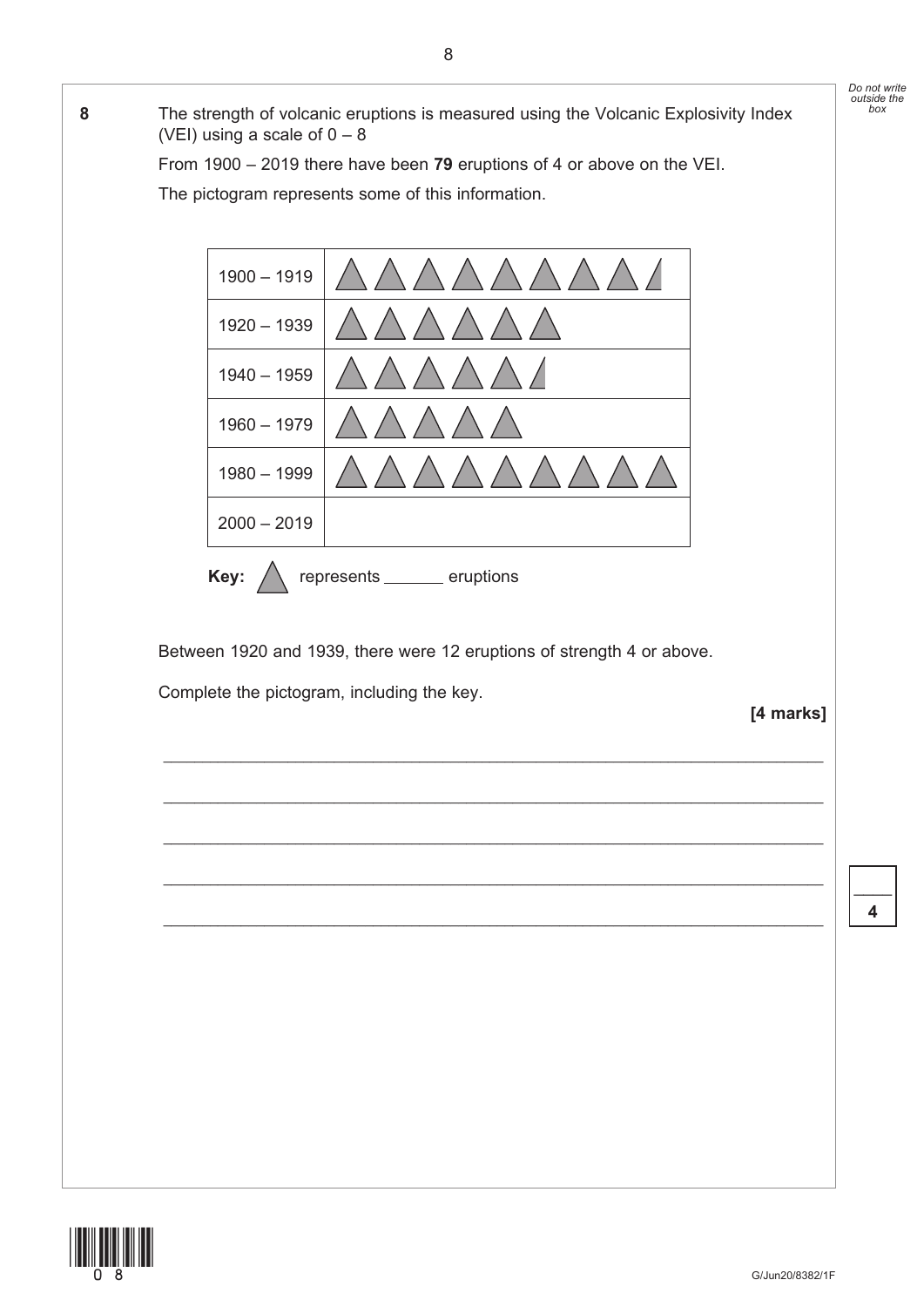**8** The strength of volcanic eruptions is measured using the Volcanic Explosivity Index (VEI) using a scale of 0 – 8

From 1900 – 2019 there have been **79** eruptions of 4 or above on the VEI.

The pictogram represents some of this information.

| | |
|---|---|
| 1900 – 1919 | ▲▲▲▲▲▲▲▲◢ |
| 1920 – 1939 | ▲▲▲▲▲▲ |
| 1940 – 1959 | ▲▲▲▲▲◢ |
| 1960 – 1979 | ▲▲▲▲▲ |
| 1980 – 1999 | ▲▲▲▲▲▲▲▲▲ |
| 2000 – 2019 | |

**Key:** ▲ represents _______ eruptions

Between 1920 and 1939, there were 12 eruptions of strength 4 or above.

Complete the pictogram, including the key.

**[4 marks]**

_______________________________________________________________________

_______________________________________________________________________

_______________________________________________________________________

_______________________________________________________________________

_______________________________________________________________________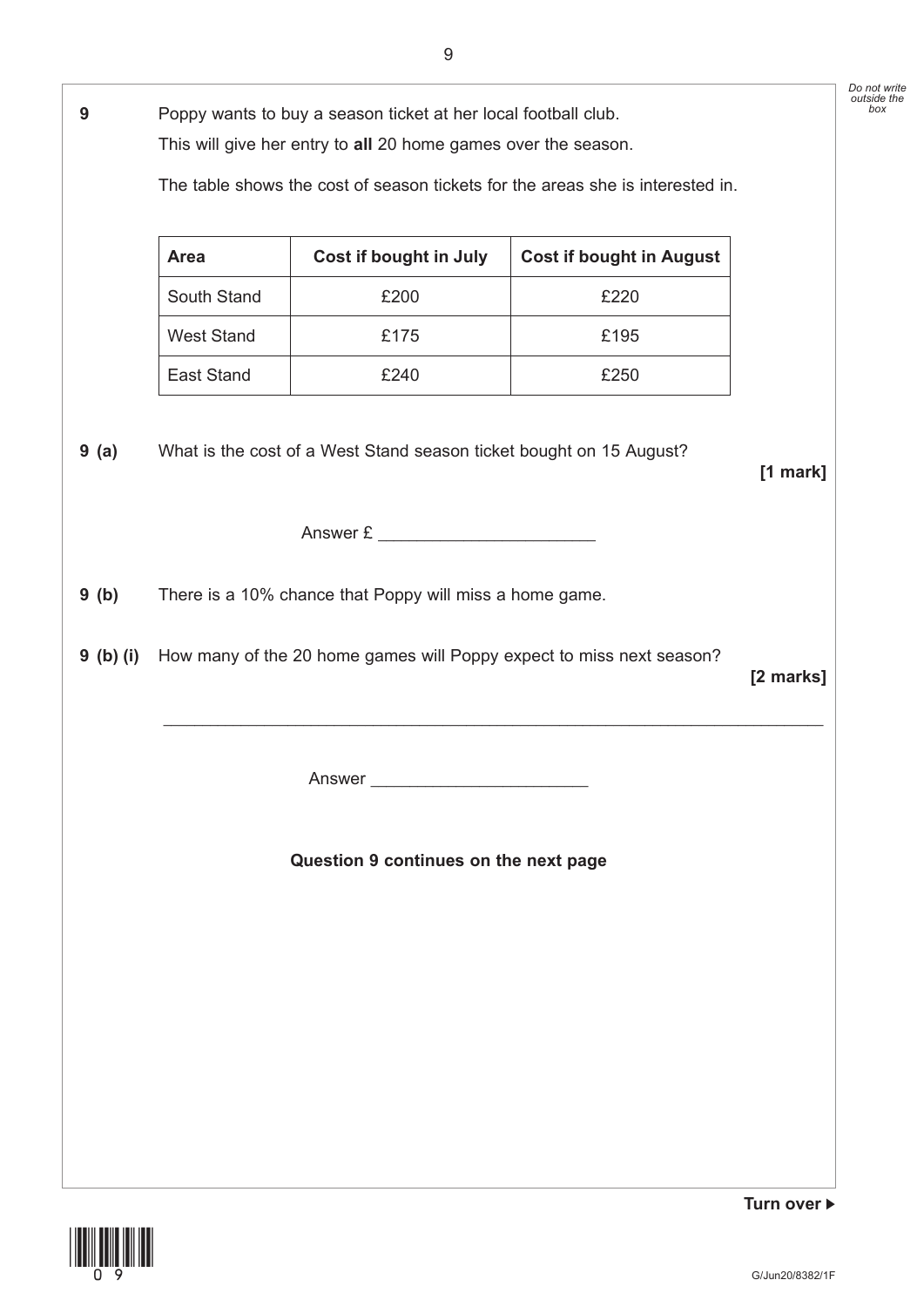**9** Poppy wants to buy a season ticket at her local football club.

This will give her entry to **all** 20 home games over the season.

The table shows the cost of season tickets for the areas she is interested in.

| Area | Cost if bought in July | Cost if bought in August |
|---|---|---|
| South Stand | £200 | £220 |
| West Stand | £175 | £195 |
| East Stand | £240 | £250 |

**9 (a)** What is the cost of a West Stand season ticket bought on 15 August?

**[1 mark]**

Answer £ ______________________

**9 (b)** There is a 10% chance that Poppy will miss a home game.

**9 (b) (i)** How many of the 20 home games will Poppy expect to miss next season?

**[2 marks]**

_______________________________________________________________________

Answer ______________________

**Question 9 continues on the next page**

Do not write outside the box

**Turn over ▶**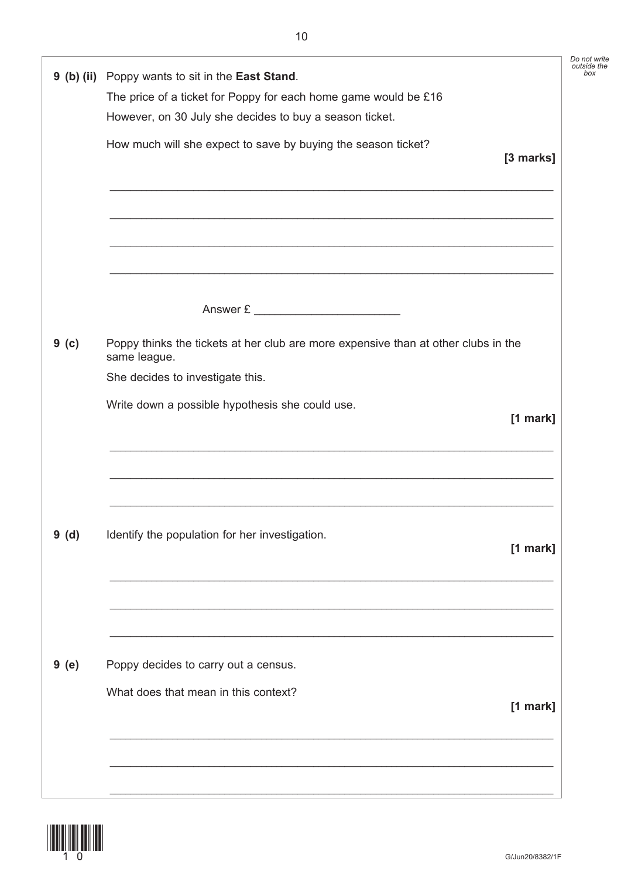**9 (b) (ii)** Poppy wants to sit in the **East Stand**.

The price of a ticket for Poppy for each home game would be £16

However, on 30 July she decides to buy a season ticket.

How much will she expect to save by buying the season ticket?

**[3 marks]**

Answer £ \_\_\_\_\_\_\_\_\_\_\_\_\_\_\_\_\_\_\_\_\_\_

**9 (c)** Poppy thinks the tickets at her club are more expensive than at other clubs in the same league.

She decides to investigate this.

Write down a possible hypothesis she could use.

**[1 mark]**

**9 (d)** Identify the population for her investigation.

**[1 mark]**

**9 (e)** Poppy decides to carry out a census.

What does that mean in this context?

**[1 mark]**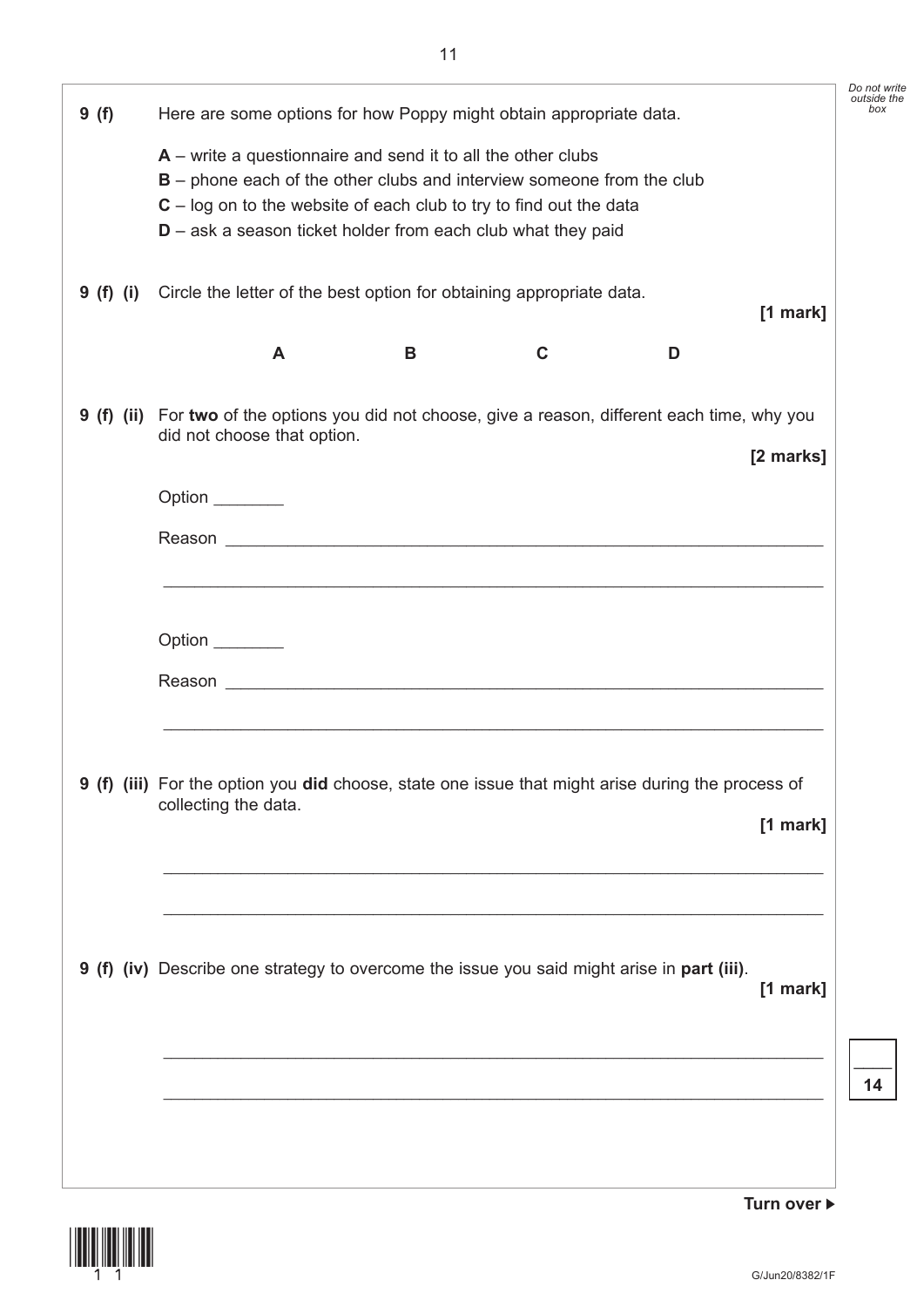**9 (f)** Here are some options for how Poppy might obtain appropriate data.

**A** – write a questionnaire and send it to all the other clubs
**B** – phone each of the other clubs and interview someone from the club
**C** – log on to the website of each club to try to find out the data
**D** – ask a season ticket holder from each club what they paid

**9 (f) (i)** Circle the letter of the best option for obtaining appropriate data.

**[1 mark]**

**A** **B** **C** **D**

**9 (f) (ii)** For **two** of the options you did not choose, give a reason, different each time, why you did not choose that option.

**[2 marks]**

Option ________

Reason ____________________________________________________________

____________________________________________________________________

Option ________

Reason ____________________________________________________________

____________________________________________________________________

**9 (f) (iii)** For the option you **did** choose, state one issue that might arise during the process of collecting the data.

**[1 mark]**

____________________________________________________________________

____________________________________________________________________

**9 (f) (iv)** Describe one strategy to overcome the issue you said might arise in **part (iii)**.

**[1 mark]**

____________________________________________________________________

____________________________________________________________________

**Turn over ►**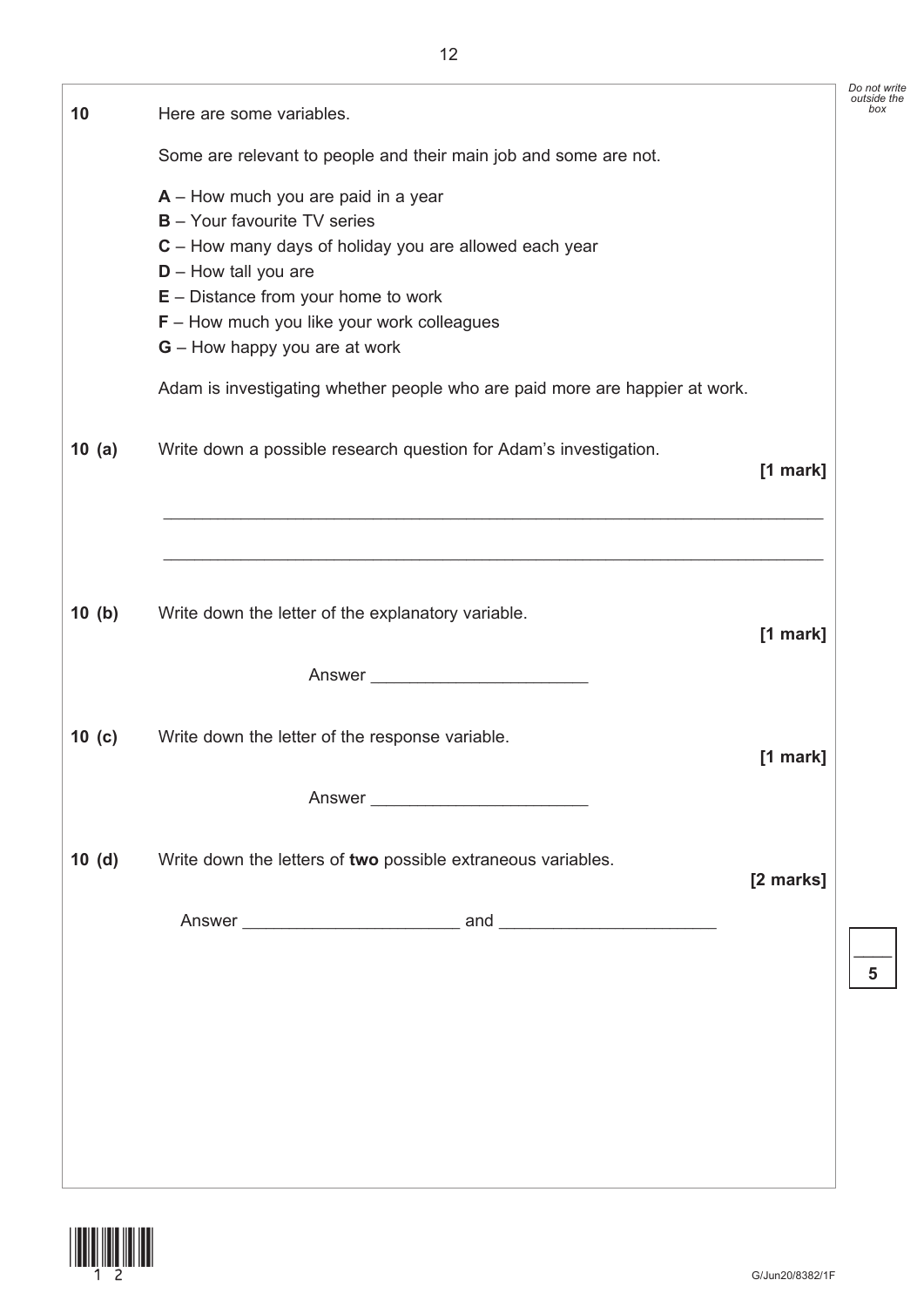**10** Here are some variables.

Some are relevant to people and their main job and some are not.

**A** – How much you are paid in a year
**B** – Your favourite TV series
**C** – How many days of holiday you are allowed each year
**D** – How tall you are
**E** – Distance from your home to work
**F** – How much you like your work colleagues
**G** – How happy you are at work

Adam is investigating whether people who are paid more are happier at work.

**10 (a)** Write down a possible research question for Adam's investigation. **[1 mark]**

_______________________________________________________________________

_______________________________________________________________________

**10 (b)** Write down the letter of the explanatory variable. **[1 mark]**

Answer ______________________

**10 (c)** Write down the letter of the response variable. **[1 mark]**

Answer ______________________

**10 (d)** Write down the letters of **two** possible extraneous variables. **[2 marks]**

Answer ______________________ and ______________________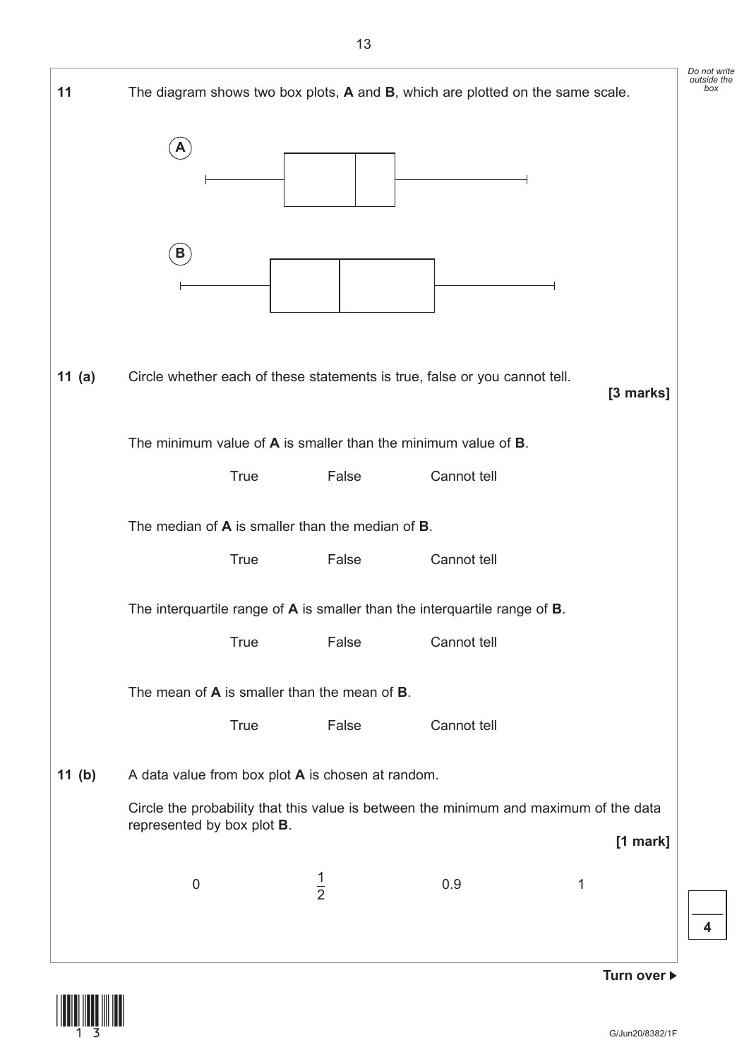**11** The diagram shows two box plots, **A** and **B**, which are plotted on the same scale.

**11 (a)** Circle whether each of these statements is true, false or you cannot tell.

**[3 marks]**

The minimum value of **A** is smaller than the minimum value of **B**.

True False Cannot tell

The median of **A** is smaller than the median of **B**.

True False Cannot tell

The interquartile range of **A** is smaller than the interquartile range of **B**.

True False Cannot tell

The mean of **A** is smaller than the mean of **B**.

True False Cannot tell

**11 (b)** A data value from box plot **A** is chosen at random.

Circle the probability that this value is between the minimum and maximum of the data represented by box plot **B**.

**[1 mark]**

0 $\frac{1}{2}$ 0.9 1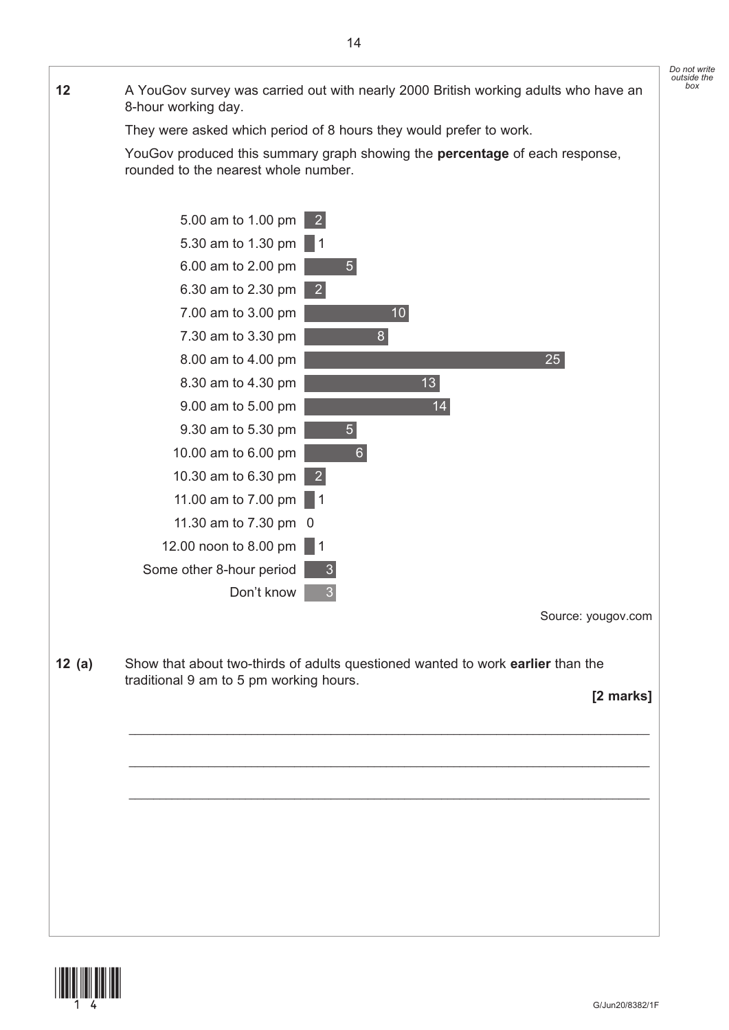**12** A YouGov survey was carried out with nearly 2000 British working adults who have an 8-hour working day.

They were asked which period of 8 hours they would prefer to work.

YouGov produced this summary graph showing the **percentage** of each response, rounded to the nearest whole number.

| Period | Percentage |
|---|---|
| 5.00 am to 1.00 pm | 2 |
| 5.30 am to 1.30 pm | 1 |
| 6.00 am to 2.00 pm | 5 |
| 6.30 am to 2.30 pm | 2 |
| 7.00 am to 3.00 pm | 10 |
| 7.30 am to 3.30 pm | 8 |
| 8.00 am to 4.00 pm | 25 |
| 8.30 am to 4.30 pm | 13 |
| 9.00 am to 5.00 pm | 14 |
| 9.30 am to 5.30 pm | 5 |
| 10.00 am to 6.00 pm | 6 |
| 10.30 am to 6.30 pm | 2 |
| 11.00 am to 7.00 pm | 1 |
| 11.30 am to 7.30 pm | 0 |
| 12.00 noon to 8.00 pm | 1 |
| Some other 8-hour period | 3 |
| Don't know | 3 |

Source: yougov.com

**12 (a)** Show that about two-thirds of adults questioned wanted to work **earlier** than the traditional 9 am to 5 pm working hours.

**[2 marks]**

_______________________________________________________________________

_______________________________________________________________________

_______________________________________________________________________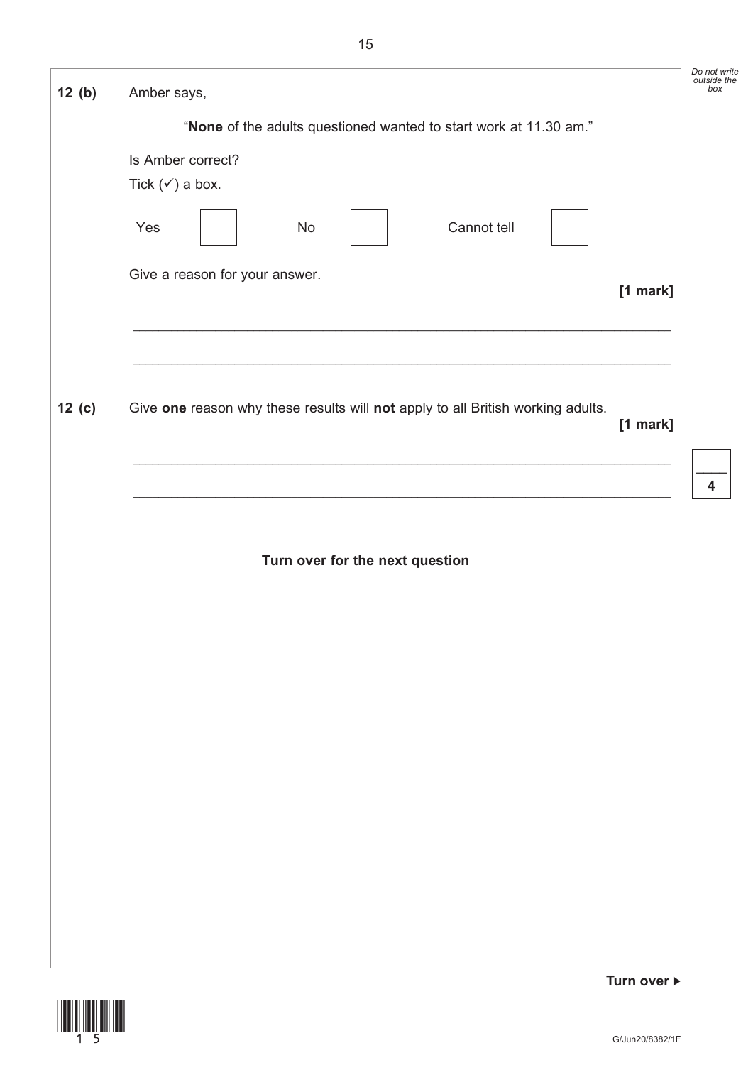**12 (b)** Amber says,

"**None** of the adults questioned wanted to start work at 11.30 am."

Is Amber correct?

Tick (✓) a box.

Yes ☐ No ☐ Cannot tell ☐

Give a reason for your answer.

**[1 mark]**

_______________________________________________________________________

_______________________________________________________________________

**12 (c)** Give **one** reason why these results will **not** apply to all British working adults.

**[1 mark]**

_______________________________________________________________________

_______________________________________________________________________

**Turn over for the next question**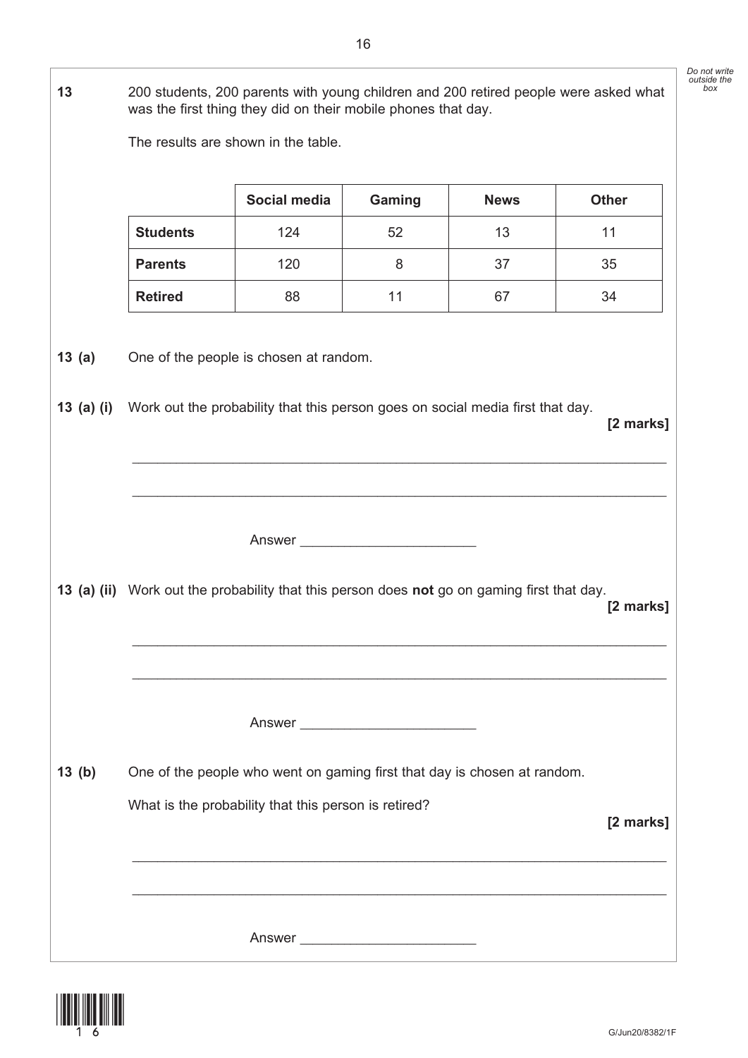**13** 200 students, 200 parents with young children and 200 retired people were asked what was the first thing they did on their mobile phones that day.

The results are shown in the table.

| | Social media | Gaming | News | Other |
|---|---|---|---|---|
| **Students** | 124 | 52 | 13 | 11 |
| **Parents** | 120 | 8 | 37 | 35 |
| **Retired** | 88 | 11 | 67 | 34 |

**13 (a)** One of the people is chosen at random.

**13 (a) (i)** Work out the probability that this person goes on social media first that day.

**[2 marks]**

Answer _______________________

**13 (a) (ii)** Work out the probability that this person does **not** go on gaming first that day.

**[2 marks]**

Answer _______________________

**13 (b)** One of the people who went on gaming first that day is chosen at random.

What is the probability that this person is retired?

**[2 marks]**

Answer _______________________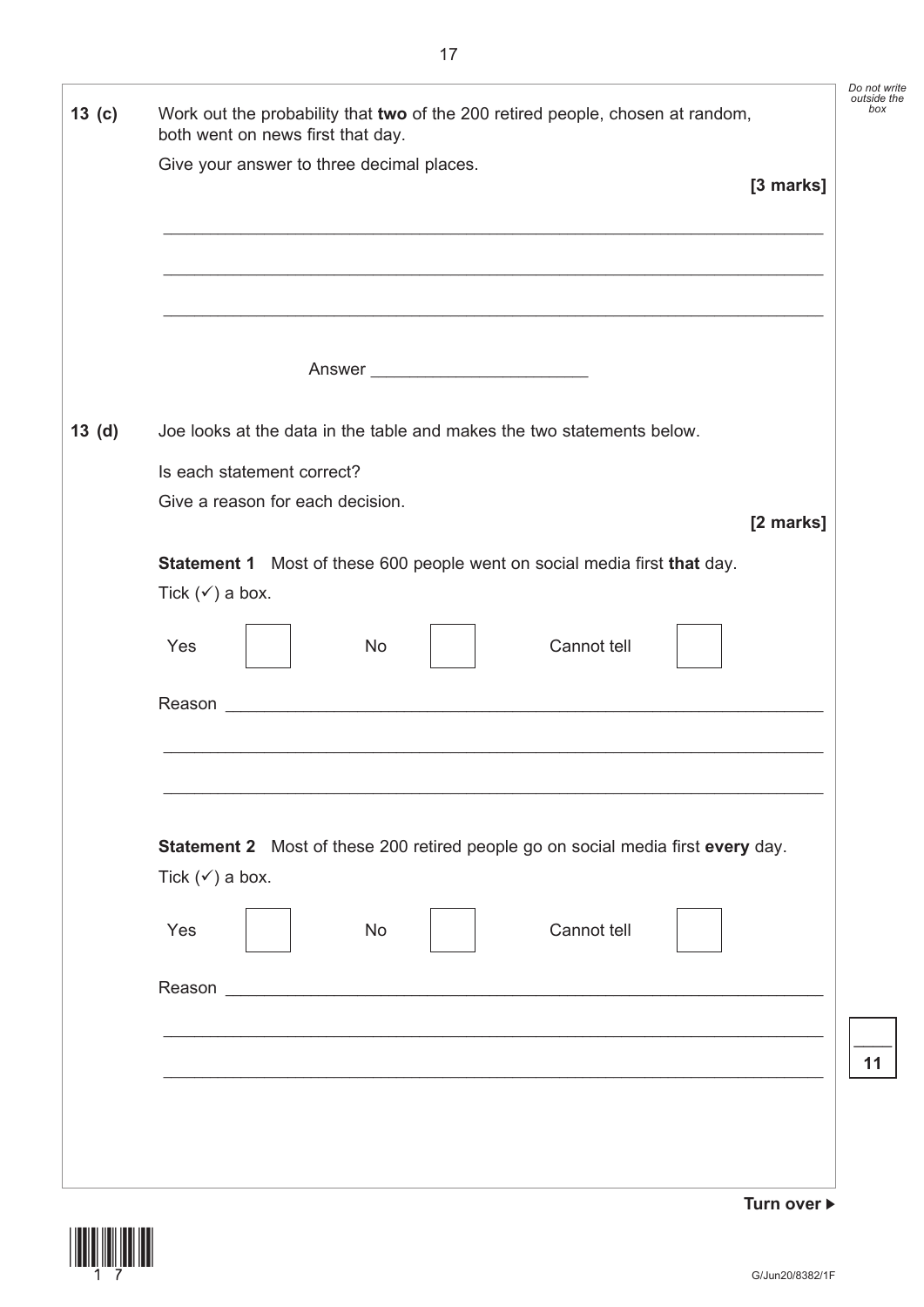**13 (c)** Work out the probability that **two** of the 200 retired people, chosen at random, both went on news first that day.

Give your answer to three decimal places.

**[3 marks]**

Answer ______________________

**13 (d)** Joe looks at the data in the table and makes the two statements below.

Is each statement correct?

Give a reason for each decision.

**[2 marks]**

**Statement 1** Most of these 600 people went on social media first **that** day.

Tick (✓) a box.

Yes ☐ No ☐ Cannot tell ☐

Reason ______________________________________________________________

**Statement 2** Most of these 200 retired people go on social media first **every** day.

Tick (✓) a box.

Yes ☐ No ☐ Cannot tell ☐

Reason ______________________________________________________________

**Turn over ▶**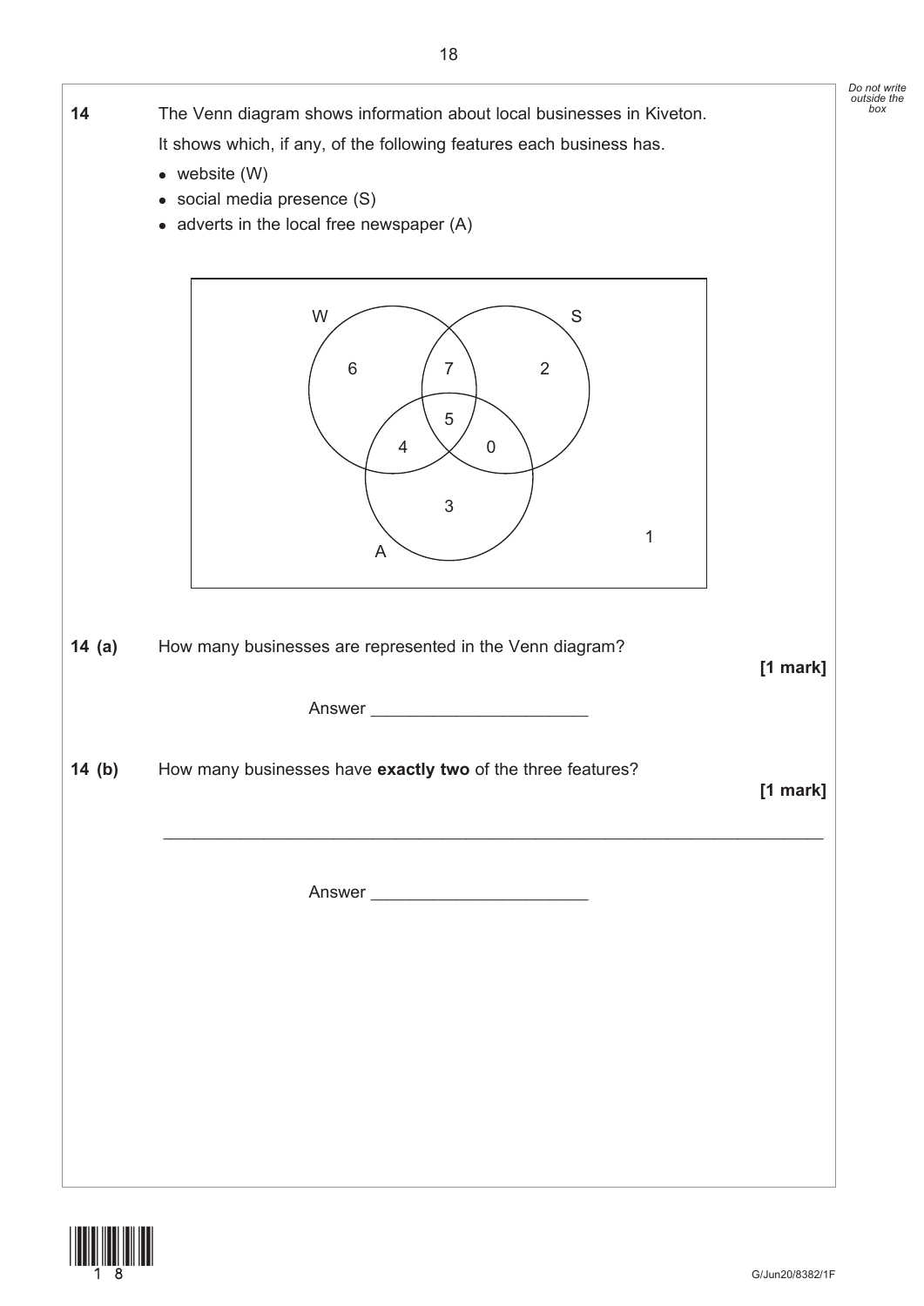**14** The Venn diagram shows information about local businesses in Kiveton.

It shows which, if any, of the following features each business has.

- website (W)
- social media presence (S)
- adverts in the local free newspaper (A)

W S 6 7 2 5 4 0 3 1 A

**14 (a)** How many businesses are represented in the Venn diagram?

**[1 mark]**

Answer _______________________

**14 (b)** How many businesses have **exactly two** of the three features?

**[1 mark]**

_______________________________________________________________________

Answer _______________________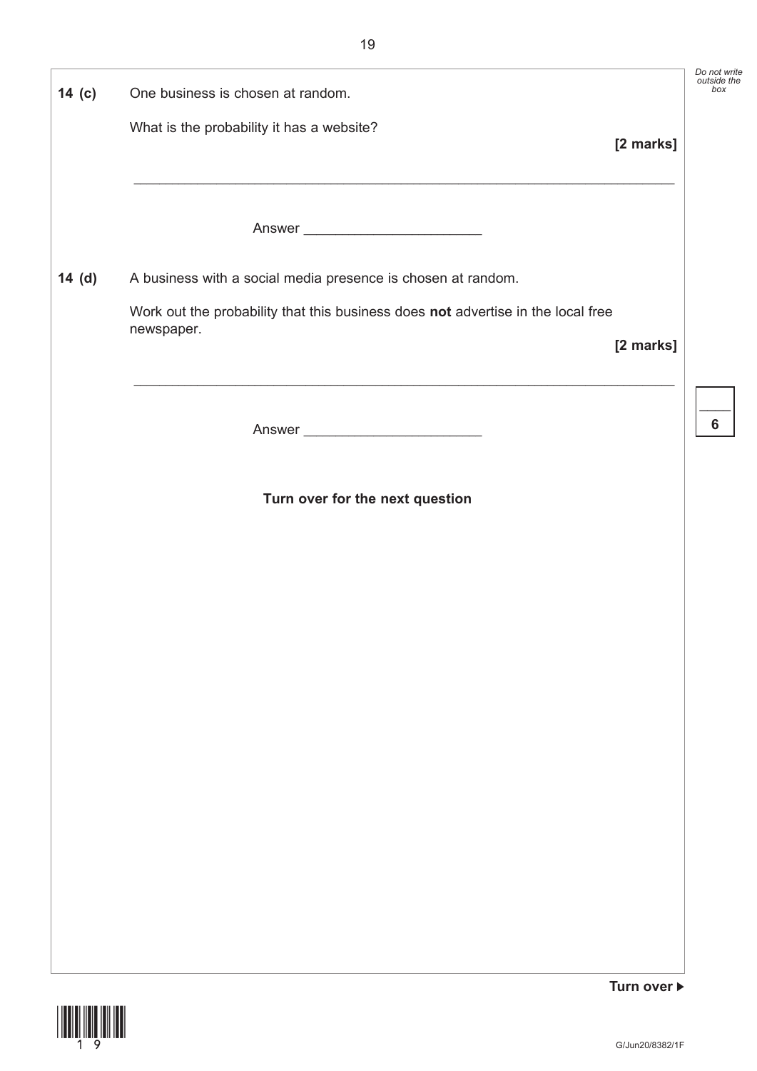**14 (c)** One business is chosen at random.

What is the probability it has a website?

**[2 marks]**

_______________________________________________________________________

Answer ______________________

**14 (d)** A business with a social media presence is chosen at random.

Work out the probability that this business does **not** advertise in the local free newspaper.

**[2 marks]**

_______________________________________________________________________

Answer ______________________

**Turn over for the next question**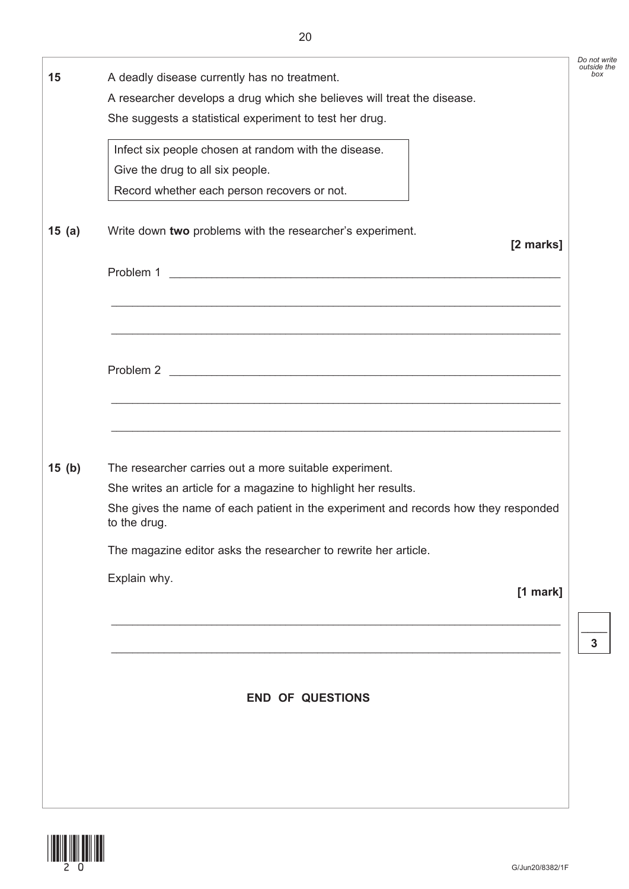**15** A deadly disease currently has no treatment.

A researcher develops a drug which she believes will treat the disease.

She suggests a statistical experiment to test her drug.

| Infect six people chosen at random with the disease. |
|---|
| Give the drug to all six people. |
| Record whether each person recovers or not. |

**15 (a)** Write down **two** problems with the researcher's experiment. **[2 marks]**

Problem 1 ______________________________________________

______________________________________________

______________________________________________

Problem 2 ______________________________________________

______________________________________________

______________________________________________

**15 (b)** The researcher carries out a more suitable experiment.

She writes an article for a magazine to highlight her results.

She gives the name of each patient in the experiment and records how they responded to the drug.

The magazine editor asks the researcher to rewrite her article.

Explain why. **[1 mark]**

______________________________________________

______________________________________________

**END OF QUESTIONS**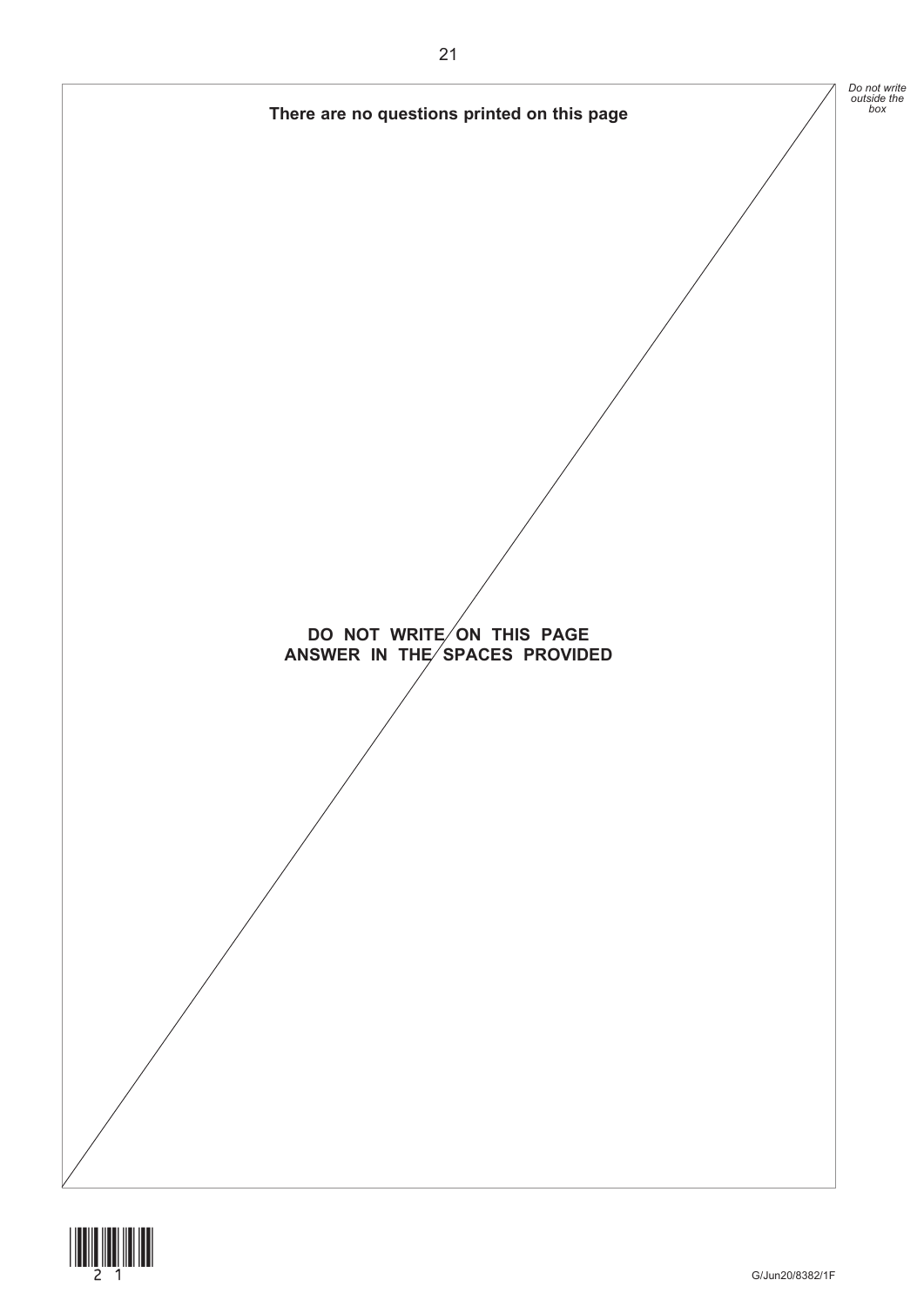**There are no questions printed on this page**

**DO NOT WRITE ON THIS PAGE**
**ANSWER IN THE SPACES PROVIDED**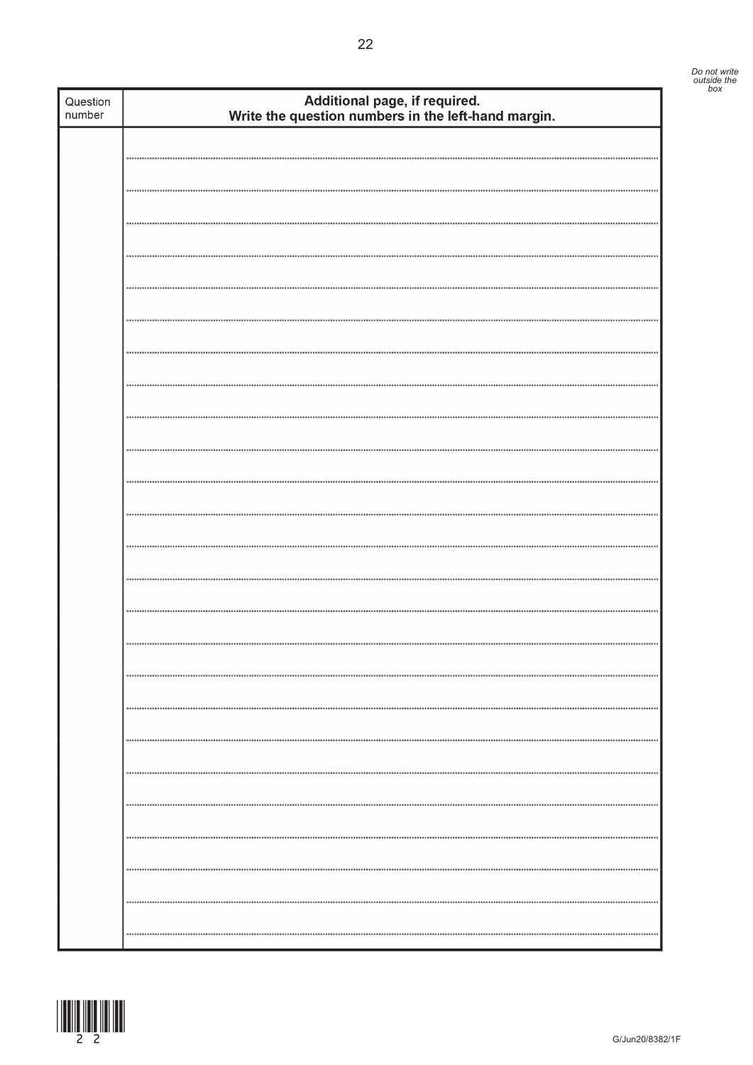| Question number | Additional page, if required. Write the question numbers in the left-hand margin. |
|---|---|
| | |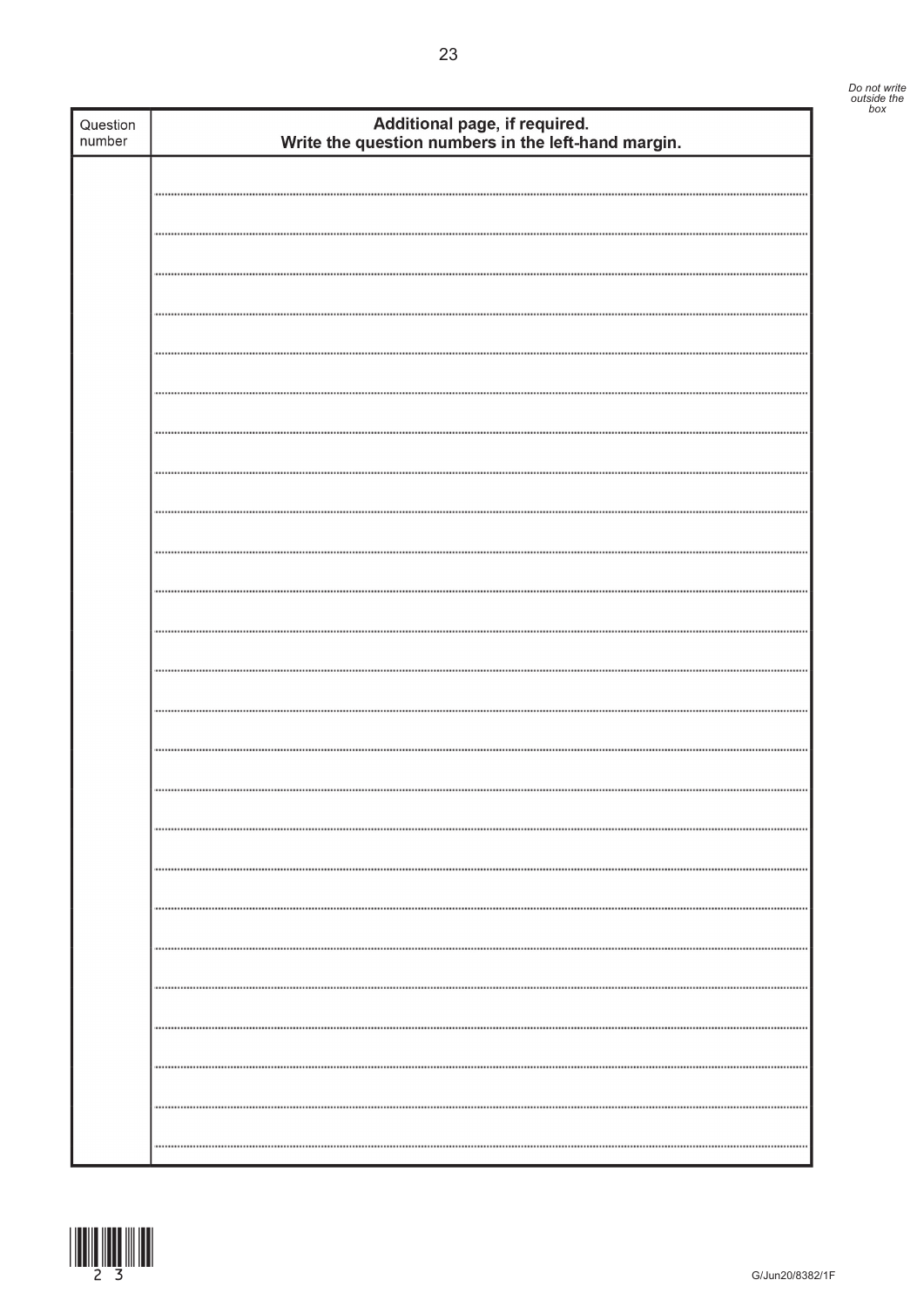*Do not write outside the box*

| Question number | **Additional page, if required. Write the question numbers in the left-hand margin.** |
| --- | --- |
| | |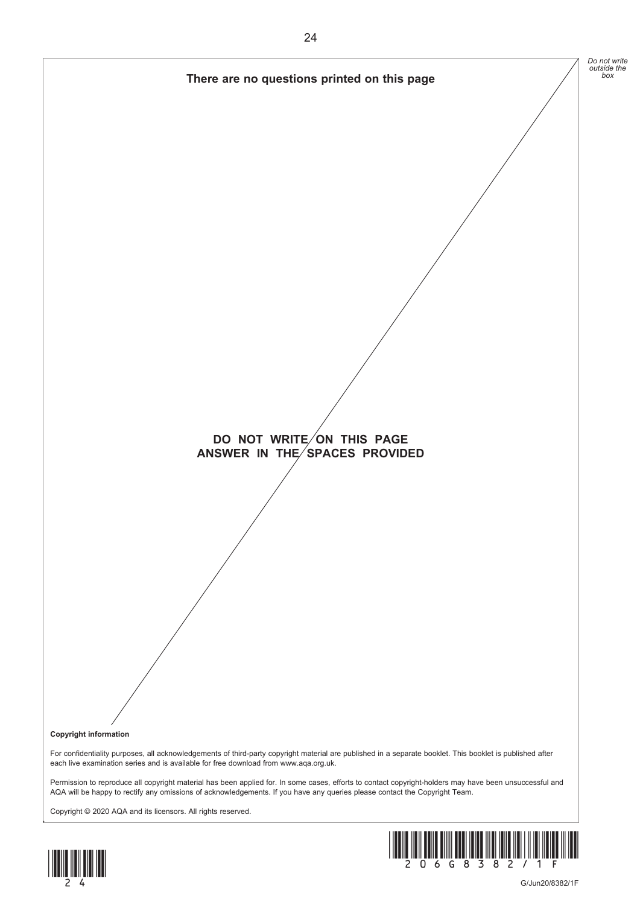**There are no questions printed on this page**

**DO NOT WRITE ON THIS PAGE**
**ANSWER IN THE SPACES PROVIDED**

**Copyright information**

For confidentiality purposes, all acknowledgements of third-party copyright material are published in a separate booklet. This booklet is published after each live examination series and is available for free download from www.aqa.org.uk.

Permission to reproduce all copyright material has been applied for. In some cases, efforts to contact copyright-holders may have been unsuccessful and AQA will be happy to rectify any omissions of acknowledgements. If you have any queries please contact the Copyright Team.

Copyright © 2020 AQA and its licensors. All rights reserved.